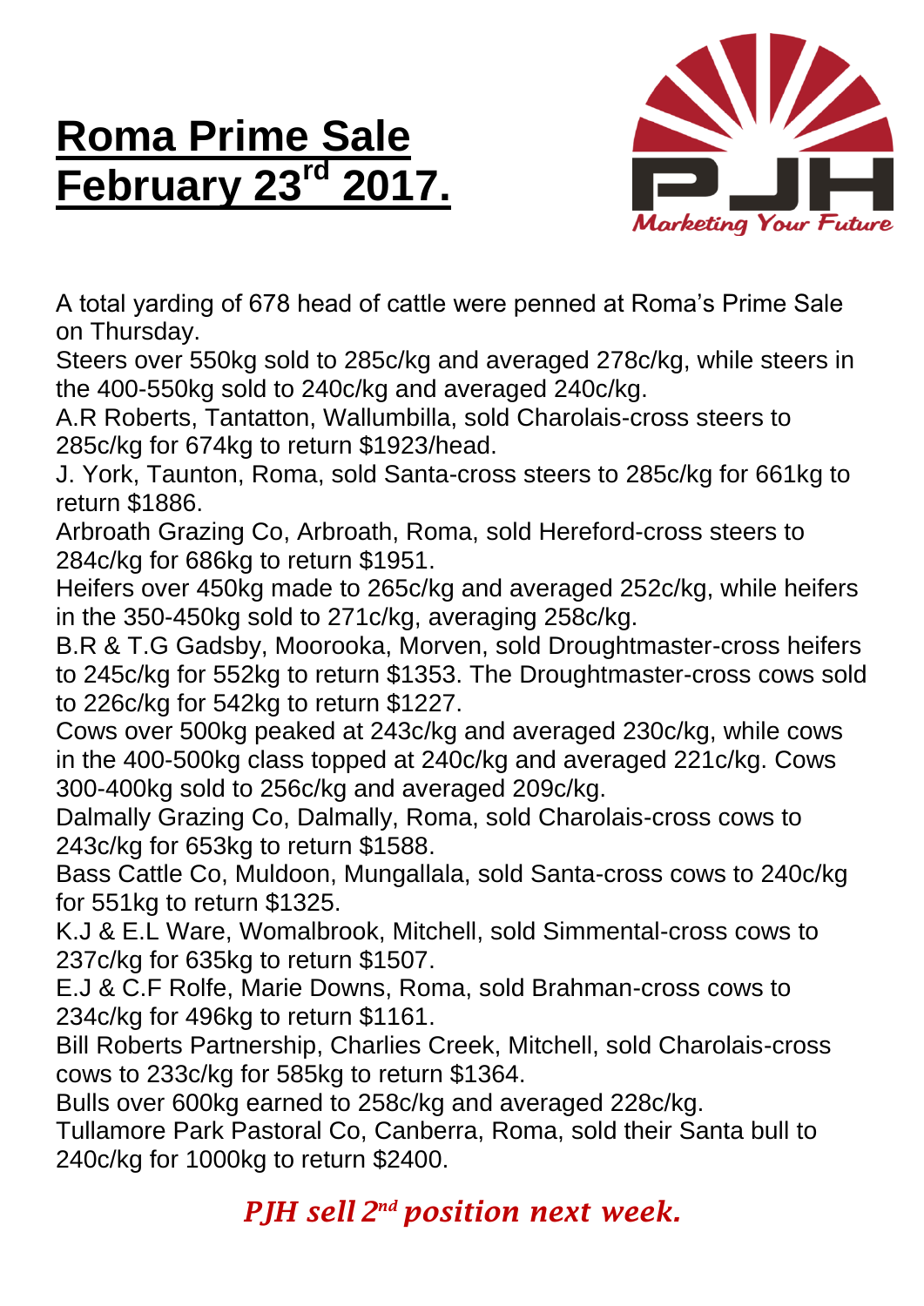# **Roma Prime Sale February 23rd 2017.**

PJH

*Marketing Your Future*

A total yarding of 678 head of cattle were penned at Roma's Prime Sale on Thursday.

Steers over 550kg sold to 285c/kg and averaged 278c/kg, while steers in the 400-550kg sold to 240c/kg and averaged 240c/kg.

A.R Roberts, Tantatton, Wallumbilla, sold Charolais-cross steers to 285c/kg for 674kg to return $1923/head.

J. York, Taunton, Roma, sold Santa-cross steers to 285c/kg for 661kg to return $1886.

Arbroath Grazing Co, Arbroath, Roma, sold Hereford-cross steers to 284c/kg for 686kg to return $1951.

Heifers over 450kg made to 265c/kg and averaged 252c/kg, while heifers in the 350-450kg sold to 271c/kg, averaging 258c/kg.

B.R & T.G Gadsby, Moorooka, Morven, sold Droughtmaster-cross heifers to 245c/kg for 552kg to return $1353. The Droughtmaster-cross cows sold to 226c/kg for 542kg to return $1227.

Cows over 500kg peaked at 243c/kg and averaged 230c/kg, while cows in the 400-500kg class topped at 240c/kg and averaged 221c/kg. Cows 300-400kg sold to 256c/kg and averaged 209c/kg.

Dalmally Grazing Co, Dalmally, Roma, sold Charolais-cross cows to 243c/kg for 653kg to return $1588.

Bass Cattle Co, Muldoon, Mungallala, sold Santa-cross cows to 240c/kg for 551kg to return $1325.

K.J & E.L Ware, Womalbrook, Mitchell, sold Simmental-cross cows to 237c/kg for 635kg to return $1507.

E.J & C.F Rolfe, Marie Downs, Roma, sold Brahman-cross cows to 234c/kg for 496kg to return $1161.

Bill Roberts Partnership, Charlies Creek, Mitchell, sold Charolais-cross cows to 233c/kg for 585kg to return $1364.

Bulls over 600kg earned to 258c/kg and averaged 228c/kg.

Tullamore Park Pastoral Co, Canberra, Roma, sold their Santa bull to 240c/kg for 1000kg to return $2400.

***PJH sell 2nd position next week.***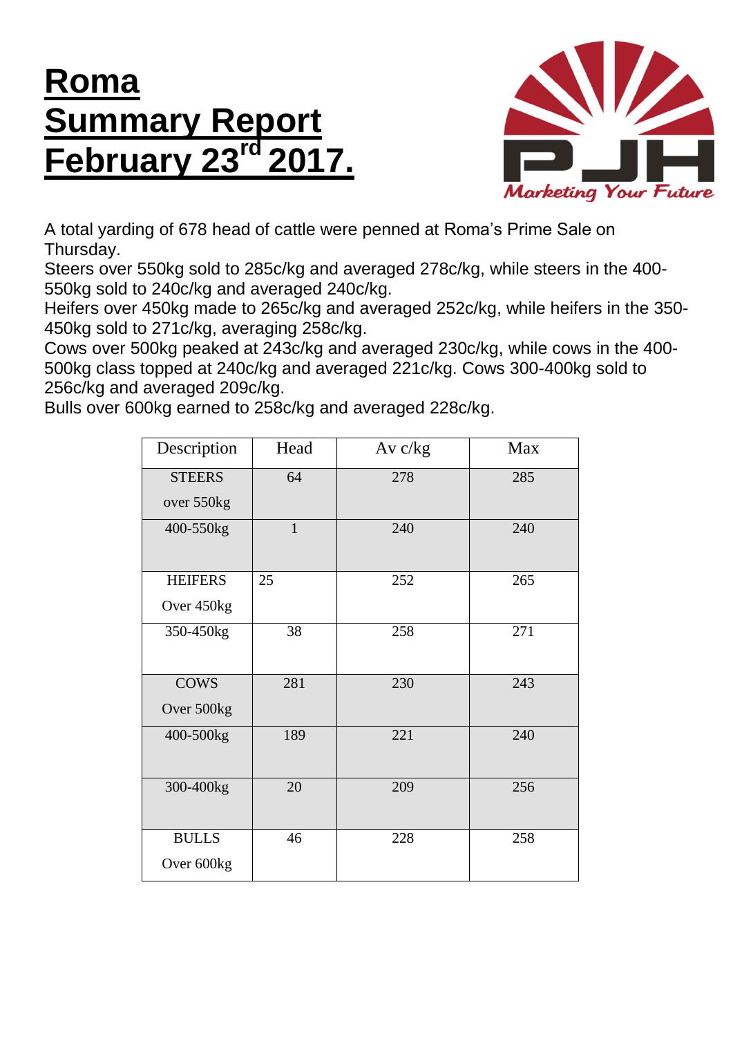# Roma Summary Report February 23rd 2017.

Marketing Your Future

A total yarding of 678 head of cattle were penned at Roma's Prime Sale on Thursday.

Steers over 550kg sold to 285c/kg and averaged 278c/kg, while steers in the 400-550kg sold to 240c/kg and averaged 240c/kg.

Heifers over 450kg made to 265c/kg and averaged 252c/kg, while heifers in the 350-450kg sold to 271c/kg, averaging 258c/kg.

Cows over 500kg peaked at 243c/kg and averaged 230c/kg, while cows in the 400-500kg class topped at 240c/kg and averaged 221c/kg. Cows 300-400kg sold to 256c/kg and averaged 209c/kg.

Bulls over 600kg earned to 258c/kg and averaged 228c/kg.

| Description | Head | Av c/kg | Max |
|---|---|---|---|
| STEERS over 550kg | 64 | 278 | 285 |
| 400-550kg | 1 | 240 | 240 |
| HEIFERS Over 450kg | 25 | 252 | 265 |
| 350-450kg | 38 | 258 | 271 |
| COWS Over 500kg | 281 | 230 | 243 |
| 400-500kg | 189 | 221 | 240 |
| 300-400kg | 20 | 209 | 256 |
| BULLS Over 600kg | 46 | 228 | 258 |